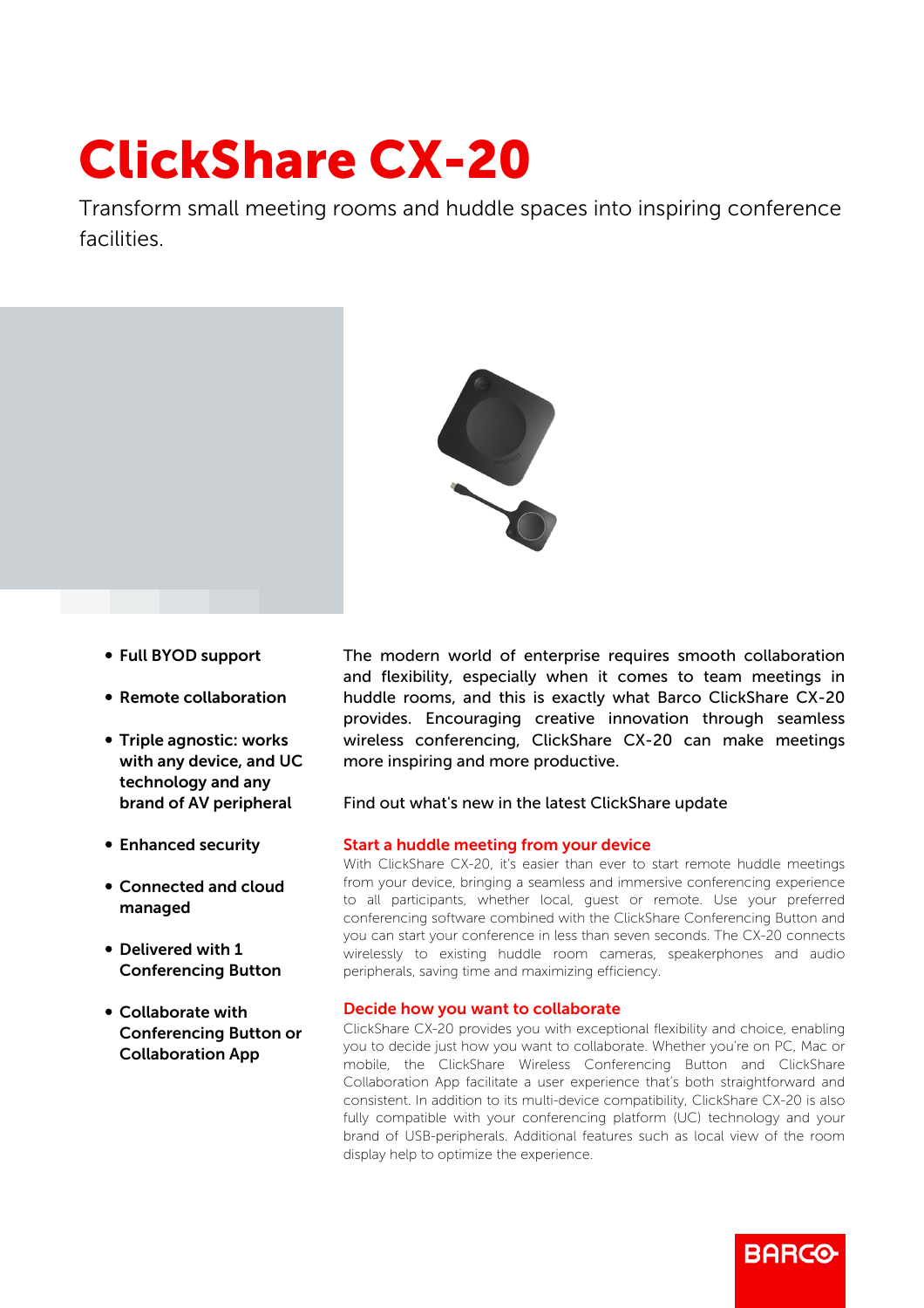# ClickShare CX-20

Transform small meeting rooms and huddle spaces into inspiring conference facilities.

- **Full BYOD support**
- **Remote collaboration**
- **Triple agnostic: works with any device, and UC technology and any brand of AV peripheral**
- **Enhanced security**
- **Connected and cloud managed**
- **Delivered with 1 Conferencing Button**
- **Collaborate with Conferencing Button or Collaboration App**

The modern world of enterprise requires smooth collaboration and flexibility, especially when it comes to team meetings in huddle rooms, and this is exactly what Barco ClickShare CX-20 provides. Encouraging creative innovation through seamless wireless conferencing, ClickShare CX-20 can make meetings more inspiring and more productive.

Find out what's new in the latest ClickShare update

## Start a huddle meeting from your device

With ClickShare CX-20, it's easier than ever to start remote huddle meetings from your device, bringing a seamless and immersive conferencing experience to all participants, whether local, guest or remote. Use your preferred conferencing software combined with the ClickShare Conferencing Button and you can start your conference in less than seven seconds. The CX-20 connects wirelessly to existing huddle room cameras, speakerphones and audio peripherals, saving time and maximizing efficiency.

## Decide how you want to collaborate

ClickShare CX-20 provides you with exceptional flexibility and choice, enabling you to decide just how you want to collaborate. Whether you're on PC, Mac or mobile, the ClickShare Wireless Conferencing Button and ClickShare Collaboration App facilitate a user experience that's both straightforward and consistent. In addition to its multi-device compatibility, ClickShare CX-20 is also fully compatible with your conferencing platform (UC) technology and your brand of USB-peripherals. Additional features such as local view of the room display help to optimize the experience.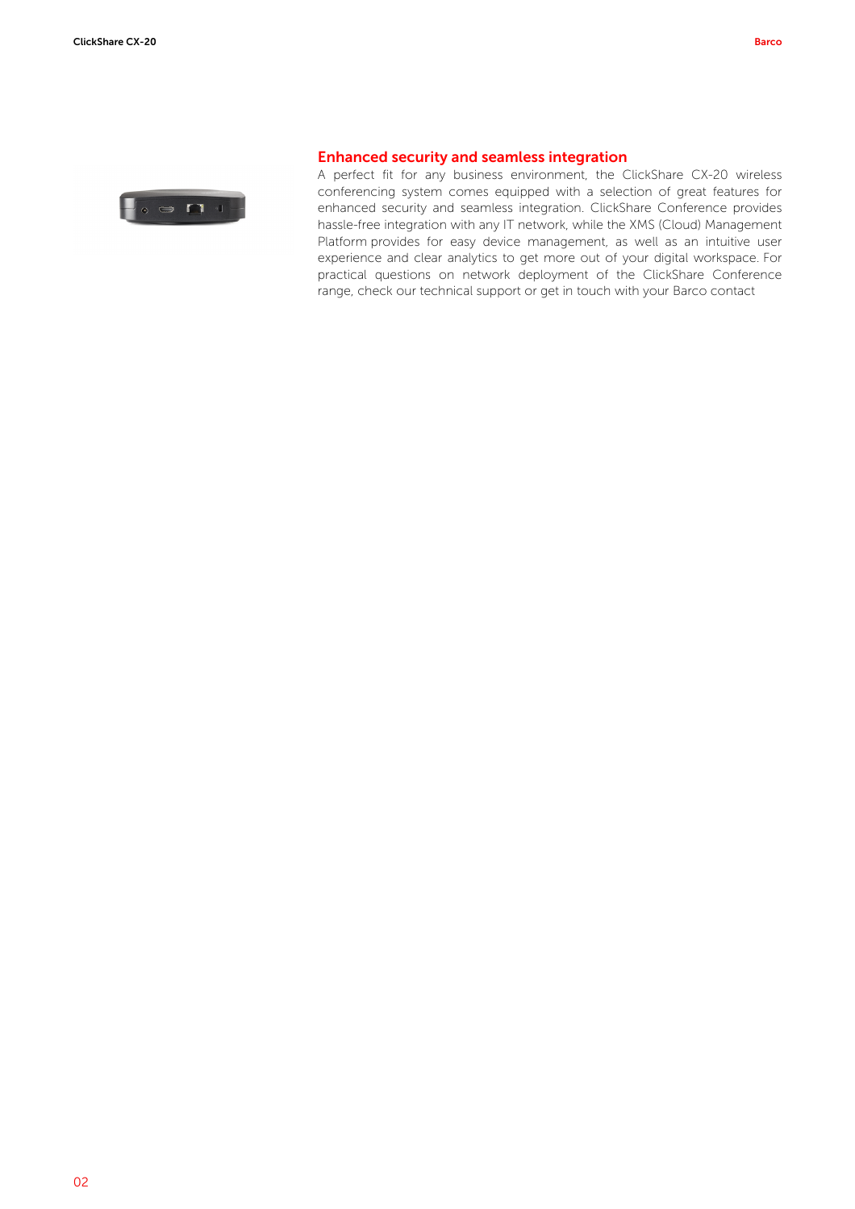## Enhanced security and seamless integration

A perfect fit for any business environment, the ClickShare CX-20 wireless conferencing system comes equipped with a selection of great features for enhanced security and seamless integration. ClickShare Conference provides hassle-free integration with any IT network, while the XMS (Cloud) Management Platform provides for easy device management, as well as an intuitive user experience and clear analytics to get more out of your digital workspace. For practical questions on network deployment of the ClickShare Conference range, check our technical support or get in touch with your Barco contact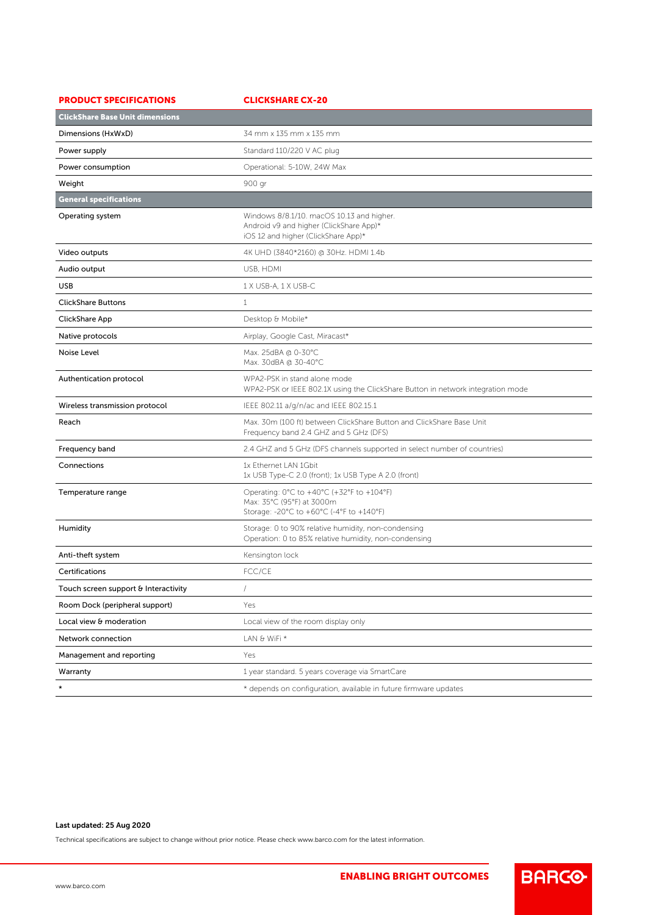| PRODUCT SPECIFICATIONS | CLICKSHARE CX-20 |
|---|---|
| **ClickShare Base Unit dimensions** | |
| Dimensions (HxWxD) | 34 mm x 135 mm x 135 mm |
| Power supply | Standard 110/220 V AC plug |
| Power consumption | Operational: 5-10W, 24W Max |
| Weight | 900 gr |
| **General specifications** | |
| Operating system | Windows 8/8.1/10. macOS 10.13 and higher.<br>Android v9 and higher (ClickShare App)*<br>iOS 12 and higher (ClickShare App)* |
| Video outputs | 4K UHD (3840*2160) @ 30Hz. HDMI 1.4b |
| Audio output | USB, HDMI |
| USB | 1 X USB-A, 1 X USB-C |
| ClickShare Buttons | 1 |
| ClickShare App | Desktop & Mobile* |
| Native protocols | Airplay, Google Cast, Miracast* |
| Noise Level | Max. 25dBA @ 0-30°C<br>Max. 30dBA @ 30-40°C |
| Authentication protocol | WPA2-PSK in stand alone mode<br>WPA2-PSK or IEEE 802.1X using the ClickShare Button in network integration mode |
| Wireless transmission protocol | IEEE 802.11 a/g/n/ac and IEEE 802.15.1 |
| Reach | Max. 30m (100 ft) between ClickShare Button and ClickShare Base Unit<br>Frequency band 2.4 GHZ and 5 GHz (DFS) |
| Frequency band | 2.4 GHZ and 5 GHz (DFS channels supported in select number of countries) |
| Connections | 1x Ethernet LAN 1Gbit<br>1x USB Type-C 2.0 (front); 1x USB Type A 2.0 (front) |
| Temperature range | Operating: 0°C to +40°C (+32°F to +104°F)<br>Max: 35°C (95°F) at 3000m<br>Storage: -20°C to +60°C (-4°F to +140°F) |
| Humidity | Storage: 0 to 90% relative humidity, non-condensing<br>Operation: 0 to 85% relative humidity, non-condensing |
| Anti-theft system | Kensington lock |
| Certifications | FCC/CE |
| Touch screen support & Interactivity | / |
| Room Dock (peripheral support) | Yes |
| Local view & moderation | Local view of the room display only |
| Network connection | LAN & WiFi * |
| Management and reporting | Yes |
| Warranty | 1 year standard. 5 years coverage via SmartCare |
| * | * depends on configuration, available in future firmware updates |

**Last updated: 25 Aug 2020**

Technical specifications are subject to change without prior notice. Please check www.barco.com for the latest information.

ENABLING BRIGHT OUTCOMES

www.barco.com